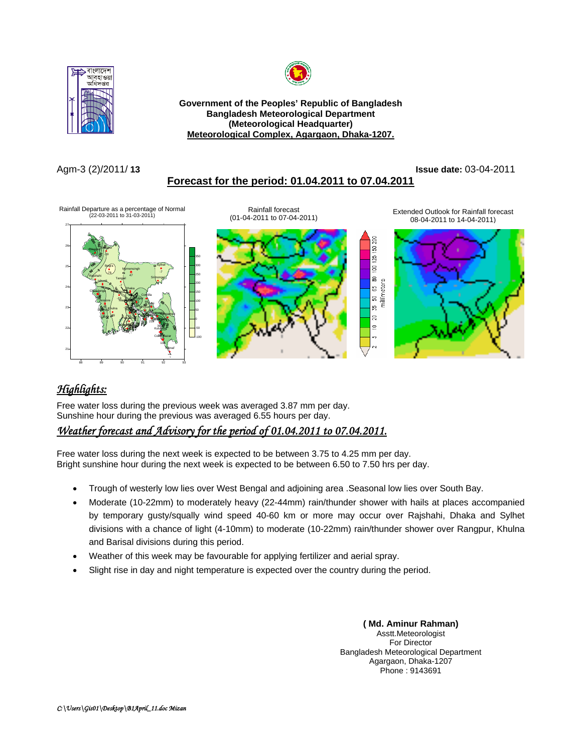**Government of the Peoples' Republic of Bangladesh**
**Bangladesh Meteorological Department**
**(Meteorological Headquarter)**
**Meteorological Complex, Agargaon, Dhaka-1207.**

Agm-3 (2)/2011/ **13** **Issue date:** 03-04-2011

## Forecast for the period: 01.04.2011 to 07.04.2011

Rainfall Departure as a percentage of Normal (22-03-2011 to 31-03-2011)

Rainfall forecast (01-04-2011 to 07-04-2011)

Extended Outlook for Rainfall forecast 08-04-2011 to 14-04-2011)

## *Highlights:*

Free water loss during the previous week was averaged 3.87 mm per day.
Sunshine hour during the previous was averaged 6.55 hours per day.

## *Weather forecast and Advisory for the period of 01.04.2011 to 07.04.2011.*

Free water loss during the next week is expected to be between 3.75 to 4.25 mm per day.
Bright sunshine hour during the next week is expected to be between 6.50 to 7.50 hrs per day.

- Trough of westerly low lies over West Bengal and adjoining area .Seasonal low lies over South Bay.
- Moderate (10-22mm) to moderately heavy (22-44mm) rain/thunder shower with hails at places accompanied by temporary gusty/squally wind speed 40-60 km or more may occur over Rajshahi, Dhaka and Sylhet divisions with a chance of light (4-10mm) to moderate (10-22mm) rain/thunder shower over Rangpur, Khulna and Barisal divisions during this period.
- Weather of this week may be favourable for applying fertilizer and aerial spray.
- Slight rise in day and night temperature is expected over the country during the period.

**( Md. Aminur Rahman)**
Asstt.Meteorologist
For Director
Bangladesh Meteorological Department
Agargaon, Dhaka-1207
Phone : 9143691

*C:\Users\Gis01\Desktop\B1April_11.doc Mizan*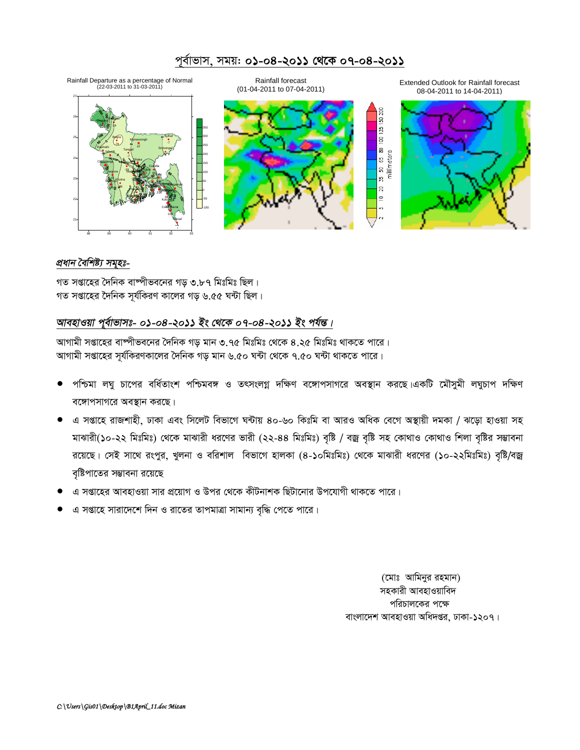# পূর্বাভাস, সময়: ০১-০৪-২০১১ থেকে ০৭-০৪-২০১১

Rainfall Departure as a percentage of Normal (22-03-2011 to 31-03-2011)

Rainfall forecast (01-04-2011 to 07-04-2011)

Extended Outlook for Rainfall forecast 08-04-2011 to 14-04-2011)

*প্রধান বৈশিষ্ট্য সমূহঃ-*

গত সপ্তাহের দৈনিক বাষ্পীভবনের গড় ৩.৮৭ মিঃমিঃ ছিল।
গত সপ্তাহের দৈনিক সূর্যকিরণ কালের গড় ৬.৫৫ ঘন্টা ছিল।

*আবহাওয়া পূর্বাভাসঃ- ০১-০৪-২০১১ ইং থেকে ০৭-০৪-২০১১ ইং পর্যন্ত।*

আগামী সপ্তাহের বাষ্পীভবনের দৈনিক গড় মান ৩.৭৫ মিঃমিঃ থেকে ৪.২৫ মিঃমিঃ থাকতে পারে।
আগামী সপ্তাহের সূর্যকিরণকালের দৈনিক গড় মান ৬.৫০ ঘন্টা থেকে ৭.৫০ ঘন্টা থাকতে পারে।

- পশ্চিমা লঘু চাপের বর্ধিতাংশ পশ্চিমবঙ্গ ও তৎসংলগ্ন দক্ষিণ বঙ্গোপসাগরে অবস্থান করছে।একটি মৌসুমী লঘুচাপ দক্ষিণ বঙ্গোপসাগরে অবস্থান করছে।
- এ সপ্তাহে রাজশাহী, ঢাকা এবং সিলেট বিভাগে ঘন্টায় ৪০-৬০ কিঃমি বা আরও অধিক বেগে অস্থায়ী দমকা / ঝড়ো হাওয়া সহ মাঝারী(১০-২২ মিঃমিঃ) থেকে মাঝারী ধরণের ভারী (২২-৪৪ মিঃমিঃ) বৃষ্টি / বজ্র বৃষ্টি সহ কোথাও কোথাও শিলা বৃষ্টির সম্ভাবনা রয়েছে। সেই সাথে রংপুর, খুলনা ও বরিশাল বিভাগে হালকা (৪-১০মিঃমিঃ) থেকে মাঝারী ধরণের (১০-২২মিঃমিঃ) বৃষ্টি/বজ্র বৃষ্টিপাতের সম্ভাবনা রয়েছে
- এ সপ্তাহের আবহাওয়া সার প্রয়োগ ও উপর থেকে কীটনাশক ছিটানোর উপযোগী থাকতে পারে।
- এ সপ্তাহে সারাদেশে দিন ও রাতের তাপমাত্রা সামান্য বৃদ্ধি পেতে পারে।

(মোঃ আমিনুর রহমান)
সহকারী আবহাওয়াবিদ
পরিচালকের পক্ষে
বাংলাদেশ আবহাওয়া অধিদপ্তর, ঢাকা-১২০৭।

*C:\Users\Gis01\Desktop\B1April_11.doc Mizan*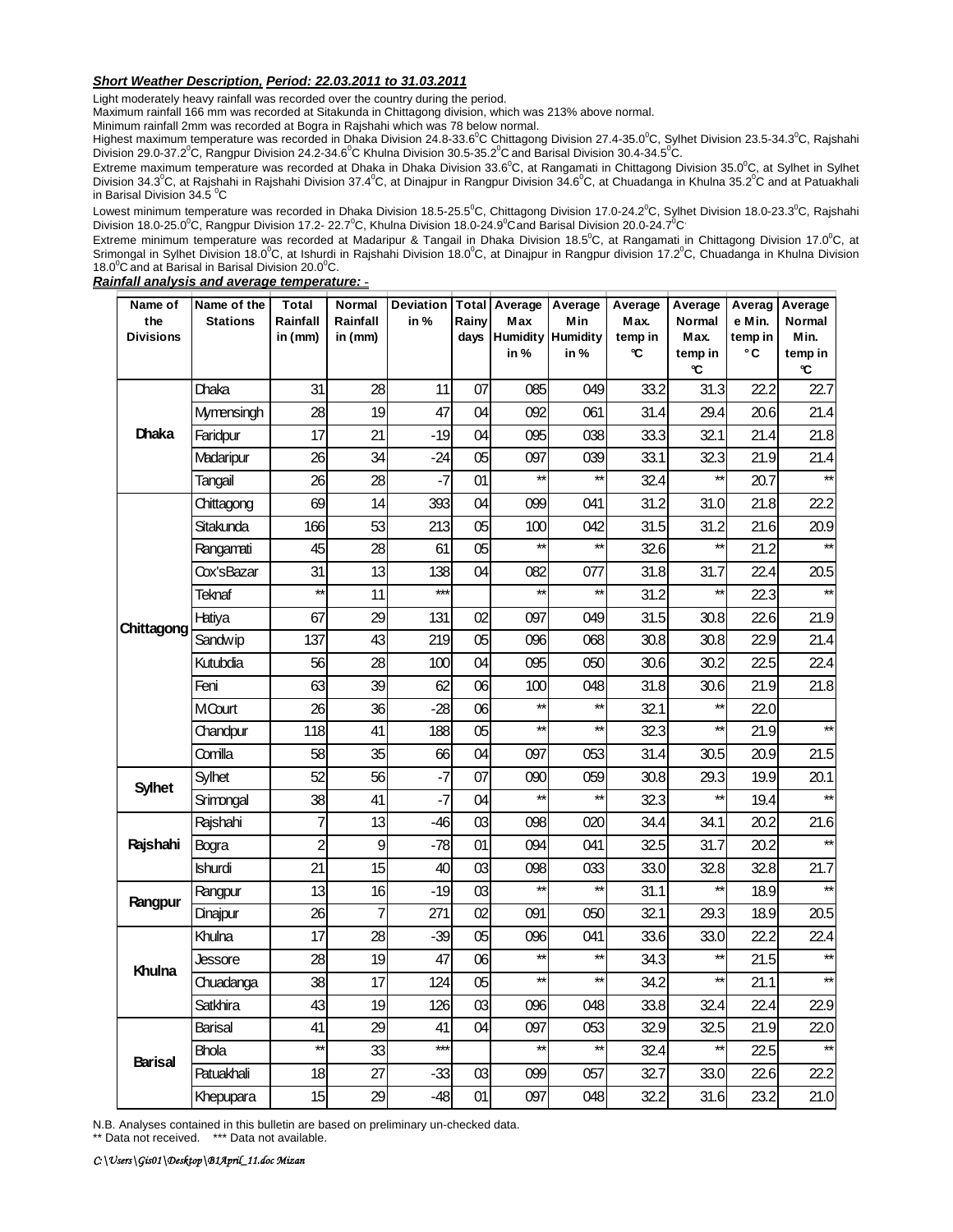***Short Weather Description, Period: 22.03.2011 to 31.03.2011***

Light moderately heavy rainfall was recorded over the country during the period.

Maximum rainfall 166 mm was recorded at Sitakunda in Chittagong division, which was 213% above normal.

Minimum rainfall 2mm was recorded at Bogra in Rajshahi which was 78 below normal.

Highest maximum temperature was recorded in Dhaka Division 24.8-33.6$^0$C Chittagong Division 27.4-35.0$^0$C, Sylhet Division 23.5-34.3$^0$C, Rajshahi Division 29.0-37.2$^0$C, Rangpur Division 24.2-34.6$^0$C Khulna Division 30.5-35.2$^0$C and Barisal Division 30.4-34.5$^0$C.

Extreme maximum temperature was recorded at Dhaka in Dhaka Division 33.6$^0$C, at Rangamati in Chittagong Division 35.0$^0$C, at Sylhet in Sylhet Division 34.3$^0$C, at Rajshahi in Rajshahi Division 37.4$^0$C, at Dinajpur in Rangpur Division 34.6$^0$C, at Chuadanga in Khulna 35.2$^0$C and at Patuakhali in Barisal Division 34.5 $^0$C

Lowest minimum temperature was recorded in Dhaka Division 18.5-25.5$^0$C, Chittagong Division 17.0-24.2$^0$C, Sylhet Division 18.0-23.3$^0$C, Rajshahi Division 18.0-25.0$^0$C, Rangpur Division 17.2- 22.7$^0$C, Khulna Division 18.0-24.9$^0$C and Barisal Division 20.0-24.7$^0$C.

Extreme minimum temperature was recorded at Madaripur & Tangail in Dhaka Division 18.5$^0$C, at Rangamati in Chittagong Division 17.0$^0$C, at Srimongal in Sylhet Division 18.0$^0$C, at Ishurdi in Rajshahi Division 18.0$^0$C, at Dinajpur in Rangpur division 17.2$^0$C, Chuadanga in Khulna Division 18.0$^0$C and at Barisal in Barisal Division 20.0$^0$C.

***Rainfall analysis and average temperature: -***

| Name of the Divisions | Name of the Stations | Total Rainfall in (mm) | Normal Rainfall in (mm) | Deviation in % | Total Rainy days | Average Max Humidity in % | Average Min Humidity in % | Average Max. temp in °C | Average Normal Max. temp in °C | Average Min. temp in °C | Average Normal Min. temp in °C |
|---|---|---|---|---|---|---|---|---|---|---|---|
| **Dhaka** | Dhaka | 31 | 28 | 11 | 07 | 085 | 049 | 33.2 | 31.3 | 22.2 | 22.7 |
| | Mymensingh | 28 | 19 | 47 | 04 | 092 | 061 | 31.4 | 29.4 | 20.6 | 21.4 |
| | Faridpur | 17 | 21 | -19 | 04 | 095 | 038 | 33.3 | 32.1 | 21.4 | 21.8 |
| | Madaripur | 26 | 34 | -24 | 05 | 097 | 039 | 33.1 | 32.3 | 21.9 | 21.4 |
| | Tangail | 26 | 28 | -7 | 01 | ** | ** | 32.4 | ** | 20.7 | ** |
| **Chittagong** | Chittagong | 69 | 14 | 393 | 04 | 099 | 041 | 31.2 | 31.0 | 21.8 | 22.2 |
| | Sitakunda | 166 | 53 | 213 | 05 | 100 | 042 | 31.5 | 31.2 | 21.6 | 20.9 |
| | Rangamati | 45 | 28 | 61 | 05 | ** | ** | 32.6 | ** | 21.2 | ** |
| | Cox'sBazar | 31 | 13 | 138 | 04 | 082 | 077 | 31.8 | 31.7 | 22.4 | 20.5 |
| | Teknaf | ** | 11 | *** | | ** | ** | 31.2 | ** | 22.3 | ** |
| | Hatiya | 67 | 29 | 131 | 02 | 097 | 049 | 31.5 | 30.8 | 22.6 | 21.9 |
| | Sandwip | 137 | 43 | 219 | 05 | 096 | 068 | 30.8 | 30.8 | 22.9 | 21.4 |
| | Kutubdia | 56 | 28 | 100 | 04 | 095 | 050 | 30.6 | 30.2 | 22.5 | 22.4 |
| | Feni | 63 | 39 | 62 | 06 | 100 | 048 | 31.8 | 30.6 | 21.9 | 21.8 |
| | M.Court | 26 | 36 | -28 | 06 | ** | ** | 32.1 | ** | 22.0 | |
| | Chandpur | 118 | 41 | 188 | 05 | ** | ** | 32.3 | ** | 21.9 | ** |
| | Comilla | 58 | 35 | 66 | 04 | 097 | 053 | 31.4 | 30.5 | 20.9 | 21.5 |
| **Sylhet** | Sylhet | 52 | 56 | -7 | 07 | 090 | 059 | 30.8 | 29.3 | 19.9 | 20.1 |
| | Srimongal | 38 | 41 | -7 | 04 | ** | ** | 32.3 | ** | 19.4 | ** |
| **Rajshahi** | Rajshahi | 7 | 13 | -46 | 03 | 098 | 020 | 34.4 | 34.1 | 20.2 | 21.6 |
| | Bogra | 2 | 9 | -78 | 01 | 094 | 041 | 32.5 | 31.7 | 20.2 | ** |
| | Ishurdi | 21 | 15 | 40 | 03 | 098 | 033 | 33.0 | 32.8 | 32.8 | 21.7 |
| **Rangpur** | Rangpur | 13 | 16 | -19 | 03 | ** | ** | 31.1 | ** | 18.9 | ** |
| | Dinajpur | 26 | 7 | 271 | 02 | 091 | 050 | 32.1 | 29.3 | 18.9 | 20.5 |
| **Khulna** | Khulna | 17 | 28 | -39 | 05 | 096 | 041 | 33.6 | 33.0 | 22.2 | 22.4 |
| | Jessore | 28 | 19 | 47 | 06 | ** | ** | 34.3 | ** | 21.5 | ** |
| | Chuadanga | 38 | 17 | 124 | 05 | ** | ** | 34.2 | ** | 21.1 | ** |
| | Satkhira | 43 | 19 | 126 | 03 | 096 | 048 | 33.8 | 32.4 | 22.4 | 22.9 |
| **Barisal** | Barisal | 41 | 29 | 41 | 04 | 097 | 053 | 32.9 | 32.5 | 21.9 | 22.0 |
| | Bhola | ** | 33 | *** | | ** | ** | 32.4 | ** | 22.5 | ** |
| | Patuakhali | 18 | 27 | -33 | 03 | 099 | 057 | 32.7 | 33.0 | 22.6 | 22.2 |
| | Khepupara | 15 | 29 | -48 | 01 | 097 | 048 | 32.2 | 31.6 | 23.2 | 21.0 |

N.B. Analyses contained in this bulletin are based on preliminary un-checked data.

** Data not received. *** Data not available.

*C:\Users\Gis01\Desktop\B1April_11.doc Mizan*